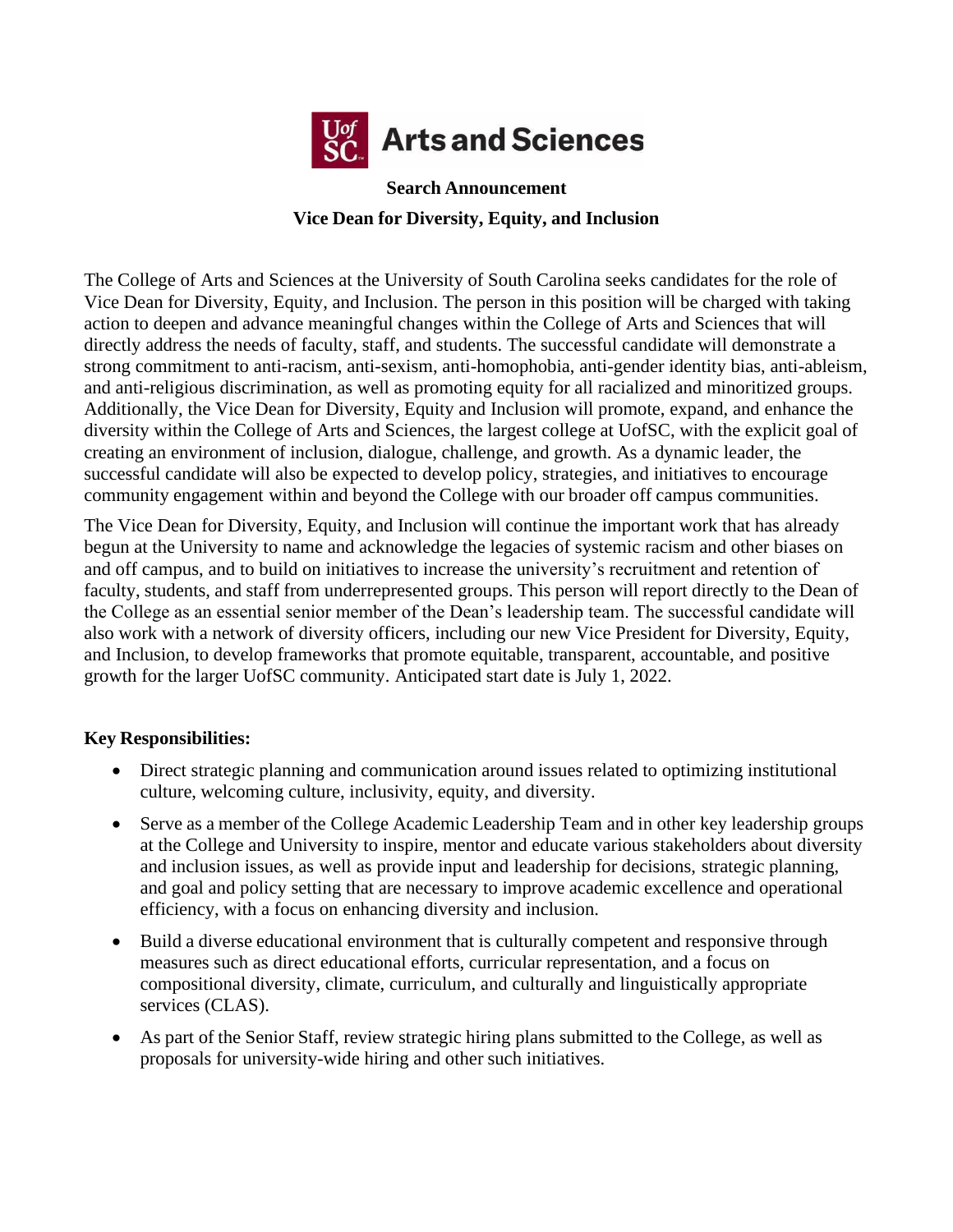UofSC Arts and Sciences

**Search Announcement**

**Vice Dean for Diversity, Equity, and Inclusion**

The College of Arts and Sciences at the University of South Carolina seeks candidates for the role of Vice Dean for Diversity, Equity, and Inclusion. The person in this position will be charged with taking action to deepen and advance meaningful changes within the College of Arts and Sciences that will directly address the needs of faculty, staff, and students. The successful candidate will demonstrate a strong commitment to anti-racism, anti-sexism, anti-homophobia, anti-gender identity bias, anti-ableism, and anti-religious discrimination, as well as promoting equity for all racialized and minoritized groups. Additionally, the Vice Dean for Diversity, Equity and Inclusion will promote, expand, and enhance the diversity within the College of Arts and Sciences, the largest college at UofSC, with the explicit goal of creating an environment of inclusion, dialogue, challenge, and growth. As a dynamic leader, the successful candidate will also be expected to develop policy, strategies, and initiatives to encourage community engagement within and beyond the College with our broader off campus communities.

The Vice Dean for Diversity, Equity, and Inclusion will continue the important work that has already begun at the University to name and acknowledge the legacies of systemic racism and other biases on and off campus, and to build on initiatives to increase the university's recruitment and retention of faculty, students, and staff from underrepresented groups. This person will report directly to the Dean of the College as an essential senior member of the Dean's leadership team. The successful candidate will also work with a network of diversity officers, including our new Vice President for Diversity, Equity, and Inclusion, to develop frameworks that promote equitable, transparent, accountable, and positive growth for the larger UofSC community. Anticipated start date is July 1, 2022.

**Key Responsibilities:**

- Direct strategic planning and communication around issues related to optimizing institutional culture, welcoming culture, inclusivity, equity, and diversity.
- Serve as a member of the College Academic Leadership Team and in other key leadership groups at the College and University to inspire, mentor and educate various stakeholders about diversity and inclusion issues, as well as provide input and leadership for decisions, strategic planning, and goal and policy setting that are necessary to improve academic excellence and operational efficiency, with a focus on enhancing diversity and inclusion.
- Build a diverse educational environment that is culturally competent and responsive through measures such as direct educational efforts, curricular representation, and a focus on compositional diversity, climate, curriculum, and culturally and linguistically appropriate services (CLAS).
- As part of the Senior Staff, review strategic hiring plans submitted to the College, as well as proposals for university-wide hiring and other such initiatives.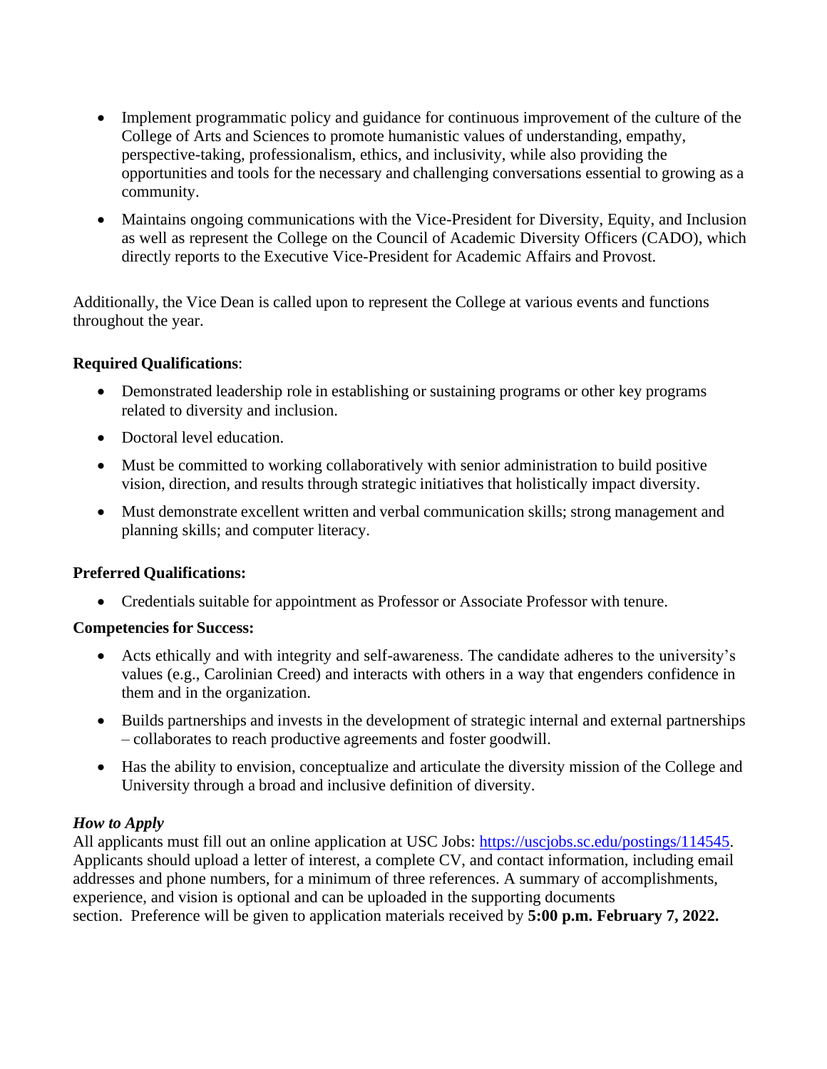- Implement programmatic policy and guidance for continuous improvement of the culture of the College of Arts and Sciences to promote humanistic values of understanding, empathy, perspective-taking, professionalism, ethics, and inclusivity, while also providing the opportunities and tools for the necessary and challenging conversations essential to growing as a community.
- Maintains ongoing communications with the Vice-President for Diversity, Equity, and Inclusion as well as represent the College on the Council of Academic Diversity Officers (CADO), which directly reports to the Executive Vice-President for Academic Affairs and Provost.

Additionally, the Vice Dean is called upon to represent the College at various events and functions throughout the year.

**Required Qualifications**:

- Demonstrated leadership role in establishing or sustaining programs or other key programs related to diversity and inclusion.
- Doctoral level education.
- Must be committed to working collaboratively with senior administration to build positive vision, direction, and results through strategic initiatives that holistically impact diversity.
- Must demonstrate excellent written and verbal communication skills; strong management and planning skills; and computer literacy.

**Preferred Qualifications:**

- Credentials suitable for appointment as Professor or Associate Professor with tenure.

**Competencies for Success:**

- Acts ethically and with integrity and self-awareness. The candidate adheres to the university's values (e.g., Carolinian Creed) and interacts with others in a way that engenders confidence in them and in the organization.
- Builds partnerships and invests in the development of strategic internal and external partnerships – collaborates to reach productive agreements and foster goodwill.
- Has the ability to envision, conceptualize and articulate the diversity mission of the College and University through a broad and inclusive definition of diversity.

***How to Apply***

All applicants must fill out an online application at USC Jobs: https://uscjobs.sc.edu/postings/114545. Applicants should upload a letter of interest, a complete CV, and contact information, including email addresses and phone numbers, for a minimum of three references. A summary of accomplishments, experience, and vision is optional and can be uploaded in the supporting documents section. Preference will be given to application materials received by **5:00 p.m. February 7, 2022.**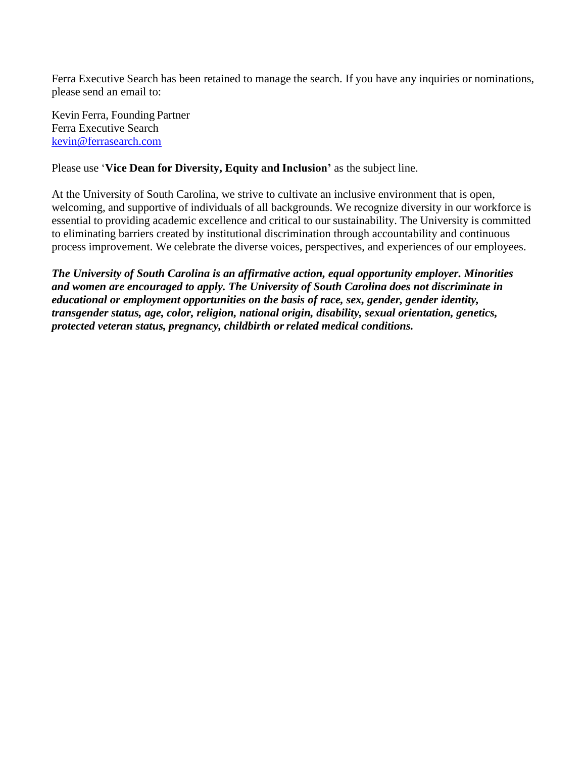Ferra Executive Search has been retained to manage the search. If you have any inquiries or nominations, please send an email to:

Kevin Ferra, Founding Partner
Ferra Executive Search
kevin@ferrasearch.com

Please use '**Vice Dean for Diversity, Equity and Inclusion'** as the subject line.

At the University of South Carolina, we strive to cultivate an inclusive environment that is open, welcoming, and supportive of individuals of all backgrounds. We recognize diversity in our workforce is essential to providing academic excellence and critical to our sustainability. The University is committed to eliminating barriers created by institutional discrimination through accountability and continuous process improvement. We celebrate the diverse voices, perspectives, and experiences of our employees.

***The University of South Carolina is an affirmative action, equal opportunity employer. Minorities and women are encouraged to apply. The University of South Carolina does not discriminate in educational or employment opportunities on the basis of race, sex, gender, gender identity, transgender status, age, color, religion, national origin, disability, sexual orientation, genetics, protected veteran status, pregnancy, childbirth or related medical conditions.***